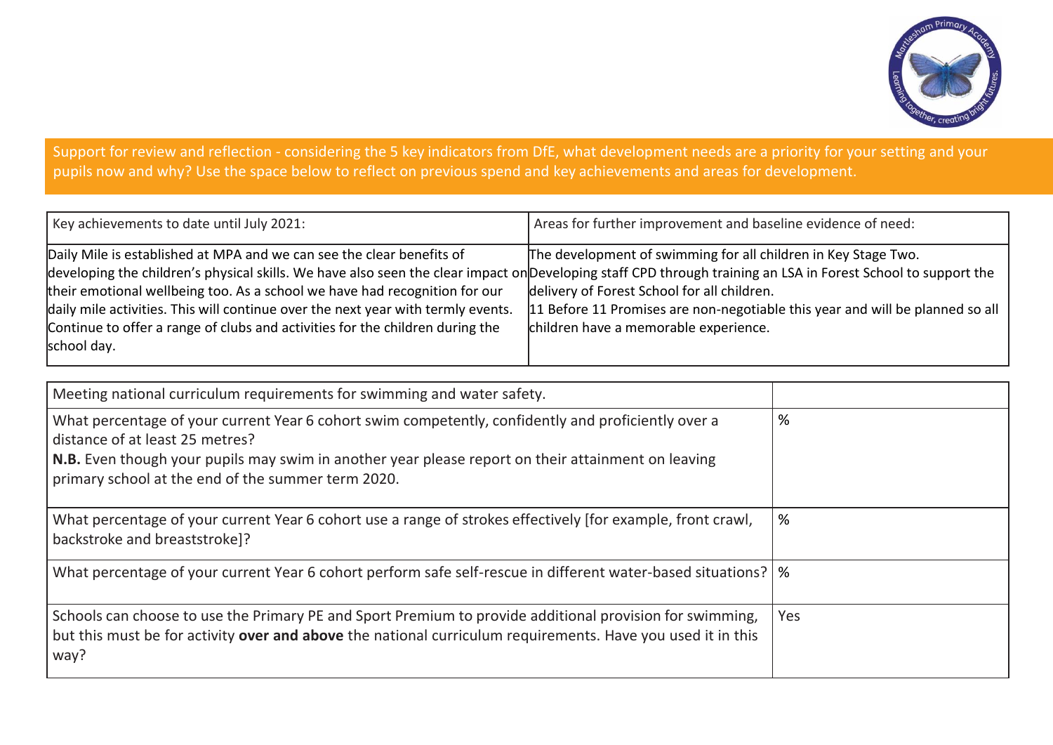Support for review and reflection - considering the 5 key indicators from DfE, what development needs are a priority for your setting and your pupils now and why? Use the space below to reflect on previous spend and key achievements and areas for development.

| Key achievements to date until July 2021: | Areas for further improvement and baseline evidence of need: |
| --- | --- |
| Daily Mile is established at MPA and we can see the clear benefits of developing the children's physical skills. We have also seen the clear impact on their emotional wellbeing too. As a school we have had recognition for our daily mile activities. This will continue over the next year with termly events. Continue to offer a range of clubs and activities for the children during the school day. | The development of swimming for all children in Key Stage Two. Developing staff CPD through training an LSA in Forest School to support the delivery of Forest School for all children. 11 Before 11 Promises are non-negotiable this year and will be planned so all children have a memorable experience. |

| Meeting national curriculum requirements for swimming and water safety. | |
| --- | --- |
| What percentage of your current Year 6 cohort swim competently, confidently and proficiently over a distance of at least 25 metres? **N.B.** Even though your pupils may swim in another year please report on their attainment on leaving primary school at the end of the summer term 2020. | % |
| What percentage of your current Year 6 cohort use a range of strokes effectively [for example, front crawl, backstroke and breaststroke]? | % |
| What percentage of your current Year 6 cohort perform safe self-rescue in different water-based situations? | % |
| Schools can choose to use the Primary PE and Sport Premium to provide additional provision for swimming, but this must be for activity **over and above** the national curriculum requirements. Have you used it in this way? | Yes |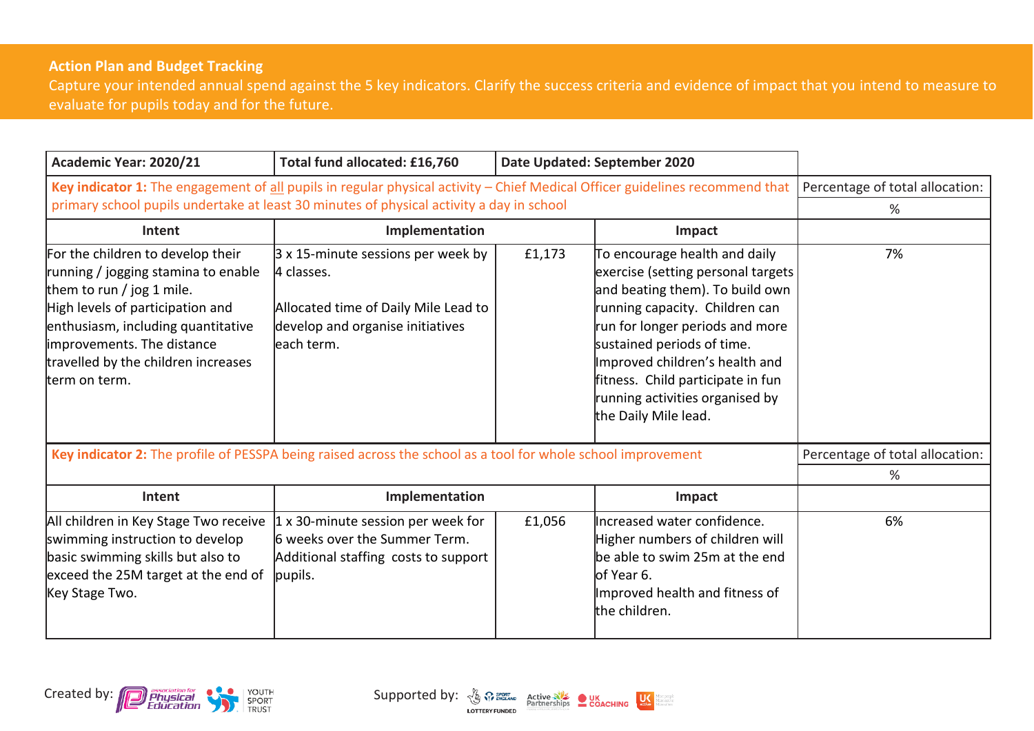**Action Plan and Budget Tracking**

Capture your intended annual spend against the 5 key indicators. Clarify the success criteria and evidence of impact that you intend to measure to evaluate for pupils today and for the future.

| Academic Year: 2020/21 | Total fund allocated: £16,760 | Date Updated: September 2020 | | |
|---|---|---|---|---|
| **Key indicator 1:** The engagement of all pupils in regular physical activity – Chief Medical Officer guidelines recommend that primary school pupils undertake at least 30 minutes of physical activity a day in school | | | | Percentage of total allocation: % |
| **Intent** | **Implementation** | | **Impact** | |
| For the children to develop their running / jogging stamina to enable them to run / jog 1 mile.<br>High levels of participation and enthusiasm, including quantitative improvements. The distance travelled by the children increases term on term. | 3 x 15-minute sessions per week by 4 classes.<br><br>Allocated time of Daily Mile Lead to develop and organise initiatives each term. | £1,173 | To encourage health and daily exercise (setting personal targets and beating them). To build own running capacity. Children can run for longer periods and more sustained periods of time.<br>Improved children's health and fitness. Child participate in fun running activities organised by the Daily Mile lead. | 7% |

| **Key indicator 2:** The profile of PESSPA being raised across the school as a tool for whole school improvement | | | | Percentage of total allocation: % |
|---|---|---|---|---|
| **Intent** | **Implementation** | | **Impact** | |
| All children in Key Stage Two receive swimming instruction to develop basic swimming skills but also to exceed the 25M target at the end of Key Stage Two. | 1 x 30-minute session per week for 6 weeks over the Summer Term.<br>Additional staffing costs to support pupils. | £1,056 | Increased water confidence.<br>Higher numbers of children will be able to swim 25m at the end of Year 6.<br>Improved health and fitness of the children. | 6% |

Created by: Association for Physical Education, Youth Sport Trust

Supported by: Sport England (Lottery Funded), Active Partnerships, UK Coaching, UK Active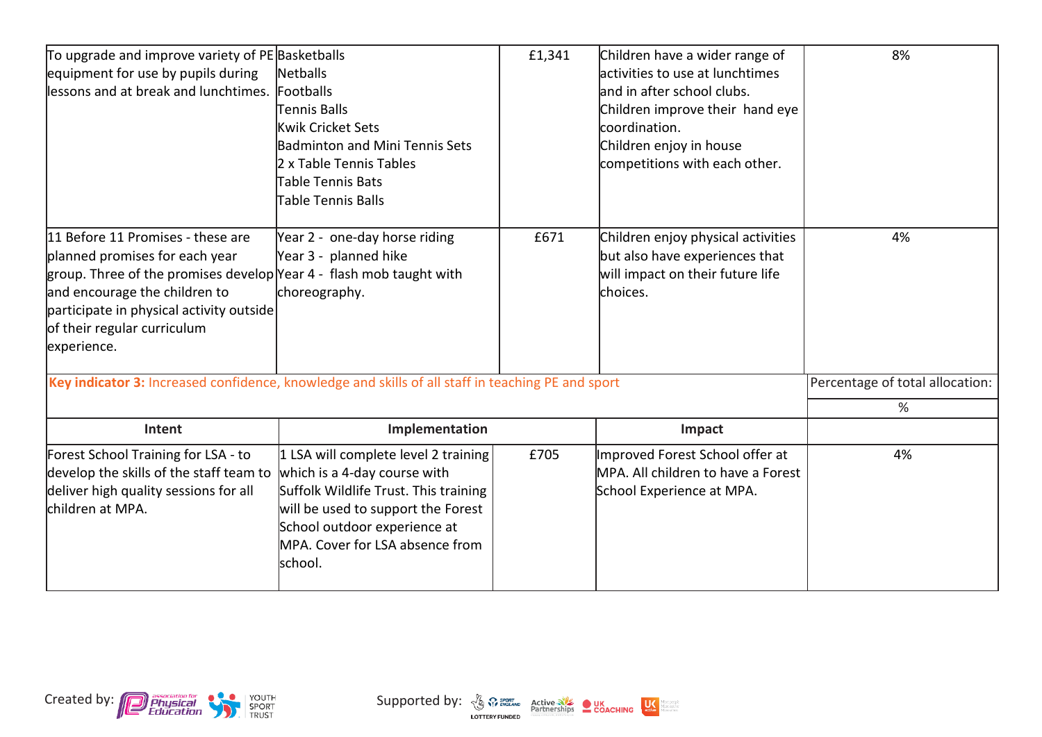| | | | | |
|---|---|---|---|---|
| To upgrade and improve variety of PE equipment for use by pupils during lessons and at break and lunchtimes. | Basketballs<br>Netballs<br>Footballs<br>Tennis Balls<br>Kwik Cricket Sets<br>Badminton and Mini Tennis Sets<br>2 x Table Tennis Tables<br>Table Tennis Bats<br>Table Tennis Balls | £1,341 | Children have a wider range of activities to use at lunchtimes and in after school clubs.<br>Children improve their hand eye coordination.<br>Children enjoy in house competitions with each other. | 8% |
| 11 Before 11 Promises - these are planned promises for each year group. Three of the promises develop and encourage the children to participate in physical activity outside of their regular curriculum experience. | Year 2 - one-day horse riding<br>Year 3 - planned hike<br>Year 4 - flash mob taught with choreography. | £671 | Children enjoy physical activities but also have experiences that will impact on their future life choices. | 4% |

| **Key indicator 3:** Increased confidence, knowledge and skills of all staff in teaching PE and sport | | | | Percentage of total allocation: |
|---|---|---|---|---|
| | | | | % |
| **Intent** | **Implementation** | | **Impact** | |
| Forest School Training for LSA - to develop the skills of the staff team to deliver high quality sessions for all children at MPA. | 1 LSA will complete level 2 training which is a 4-day course with Suffolk Wildlife Trust. This training will be used to support the Forest School outdoor experience at MPA. Cover for LSA absence from school. | £705 | Improved Forest School offer at MPA. All children to have a Forest School Experience at MPA. | 4% |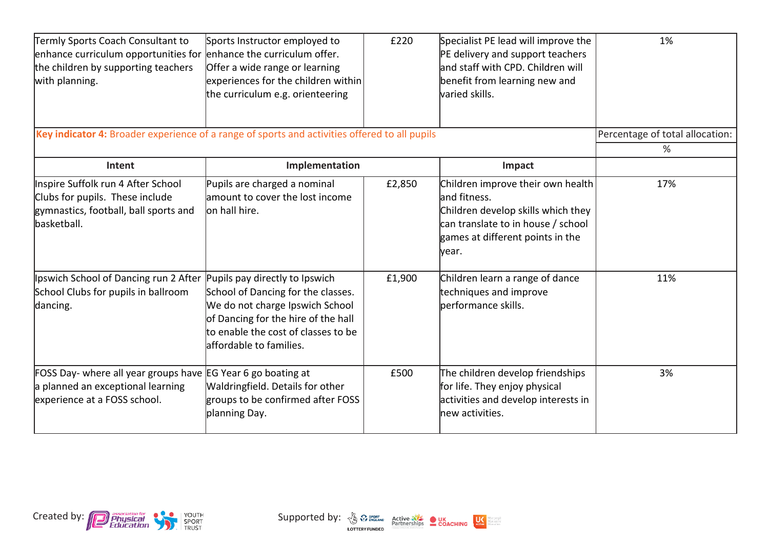| Termly Sports Coach Consultant to enhance curriculum opportunities for the children by supporting teachers with planning. | Sports Instructor employed to enhance the curriculum offer. Offer a wide range or learning experiences for the children within the curriculum e.g. orienteering | £220 | Specialist PE lead will improve the PE delivery and support teachers and staff with CPD. Children will benefit from learning new and varied skills. | 1% |
|---|---|---|---|---|
| **Key indicator 4:** Broader experience of a range of sports and activities offered to all pupils | | | | Percentage of total allocation: |
| | | | | % |
| **Intent** | **Implementation** | | **Impact** | |
| Inspire Suffolk run 4 After School Clubs for pupils. These include gymnastics, football, ball sports and basketball. | Pupils are charged a nominal amount to cover the lost income on hall hire. | £2,850 | Children improve their own health and fitness.<br>Children develop skills which they can translate to in house / school games at different points in the year. | 17% |
| Ipswich School of Dancing run 2 After School Clubs for pupils in ballroom dancing. | Pupils pay directly to Ipswich School of Dancing for the classes. We do not charge Ipswich School of Dancing for the hire of the hall to enable the cost of classes to be affordable to families. | £1,900 | Children learn a range of dance techniques and improve performance skills. | 11% |
| FOSS Day- where all year groups have a planned an exceptional learning experience at a FOSS school. | EG Year 6 go boating at Waldringfield. Details for other groups to be confirmed after FOSS planning Day. | £500 | The children develop friendships for life. They enjoy physical activities and develop interests in new activities. | 3% |

Created by: association for Physical Education, Youth Sport Trust

Supported by: Sport England, Active Partnerships, UK Coaching, UK Active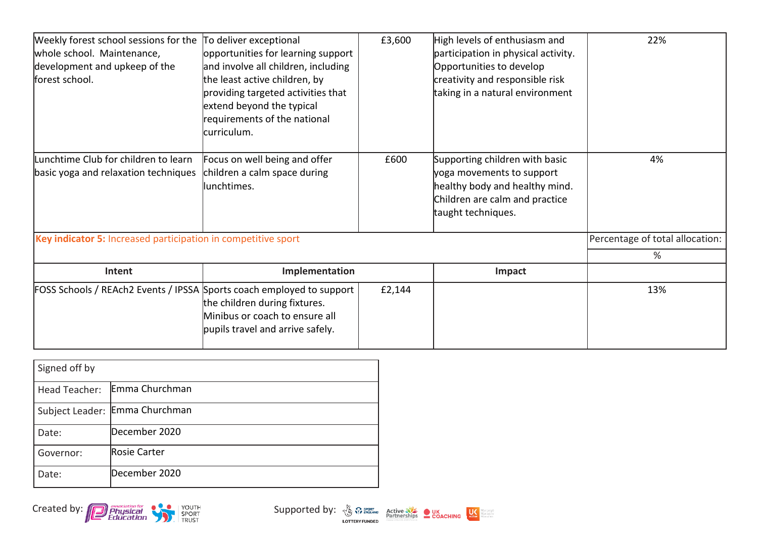| | | | | |
|---|---|---|---|---|
| Weekly forest school sessions for the whole school. Maintenance, development and upkeep of the forest school. | To deliver exceptional opportunities for learning support and involve all children, including the least active children, by providing targeted activities that extend beyond the typical requirements of the national curriculum. | £3,600 | High levels of enthusiasm and participation in physical activity. Opportunities to develop creativity and responsible risk taking in a natural environment | 22% |
| Lunchtime Club for children to learn basic yoga and relaxation techniques | Focus on well being and offer children a calm space during lunchtimes. | £600 | Supporting children with basic yoga movements to support healthy body and healthy mind. Children are calm and practice taught techniques. | 4% |

| **Key indicator 5:** Increased participation in competitive sport | | | | Percentage of total allocation: |
|---|---|---|---|---|
| | | | | % |
| **Intent** | **Implementation** | | **Impact** | |
| FOSS Schools / REAch2 Events / IPSSA | Sports coach employed to support the children during fixtures. Minibus or coach to ensure all pupils travel and arrive safely. | £2,144 | | 13% |

| Signed off by | |
|---|---|
| Head Teacher: | Emma Churchman |
| Subject Leader: | Emma Churchman |
| Date: | December 2020 |
| Governor: | Rosie Carter |
| Date: | December 2020 |

Created by: association for Physical Education, Youth Sport Trust

Supported by: Sport England Lottery Funded, Active Partnerships, UK Coaching, UK Active